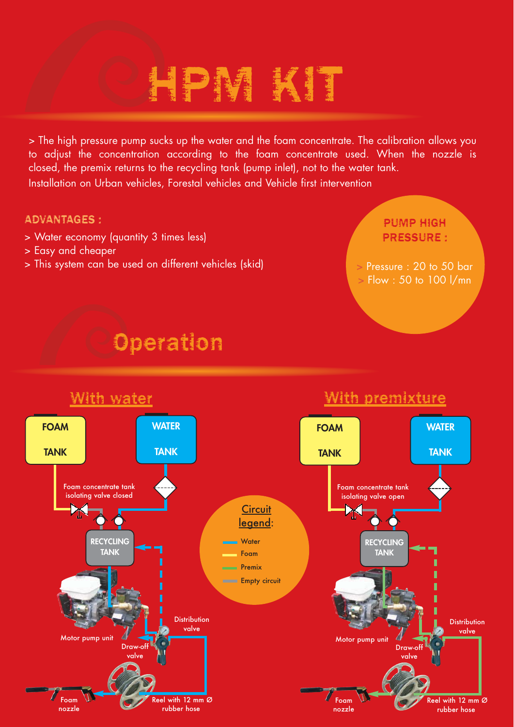# HPM KIT

> The high pressure pump sucks up the water and the foam concentrate. The calibration allows you to adjust the concentration according to the foam concentrate used. When the nozzle is closed, the premix returns to the recycling tank (pump inlet), not to the water tank.
Installation on Urban vehicles, Forestal vehicles and Vehicle first intervention

**ADVANTAGES :**

> Water economy (quantity 3 times less)
> Easy and cheaper
> This system can be used on different vehicles (skid)

**PUMP HIGH PRESSURE :**

> Pressure : 20 to 50 bar
> Flow : 50 to 100 l/mn

# Operation

## With water

FOAM TANK

WATER TANK

Foam concentrate tank isolating valve closed

RECYCLING TANK

Motor pump unit

Distribution valve

Draw-off valve

Foam nozzle

Reel with 12 mm Ø rubber hose

**Circuit legend:**

- Water
- Foam
- Premix
- Empty circuit

## With premixture

FOAM TANK

WATER TANK

Foam concentrate tank isolating valve open

RECYCLING TANK

Motor pump unit

Distribution valve

Draw-off valve

Foam nozzle

Reel with 12 mm Ø rubber hose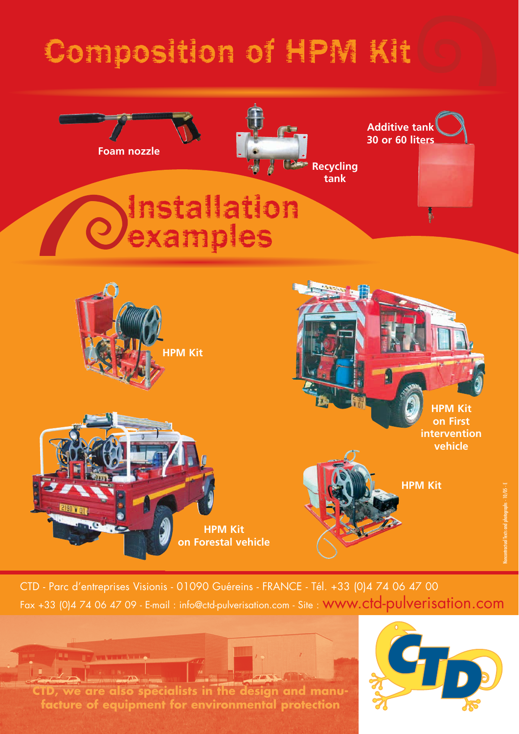# Composition of HPM Kit

Foam nozzle

Recycling tank

Additive tank 30 or 60 liters

# Installation examples

HPM Kit

HPM Kit on First intervention vehicle

HPM Kit

HPM Kit on Forestal vehicle

Noncontractual texts and photographs - 10/05 - E

CTD - Parc d'entreprises Visionis - 01090 Guéreins - FRANCE - Tél. +33 (0)4 74 06 47 00

Fax +33 (0)4 74 06 47 09 - E-mail : info@ctd-pulverisation.com - Site : www.ctd-pulverisation.com

CTD, we are also specialists in the design and manufacture of equipment for environmental protection